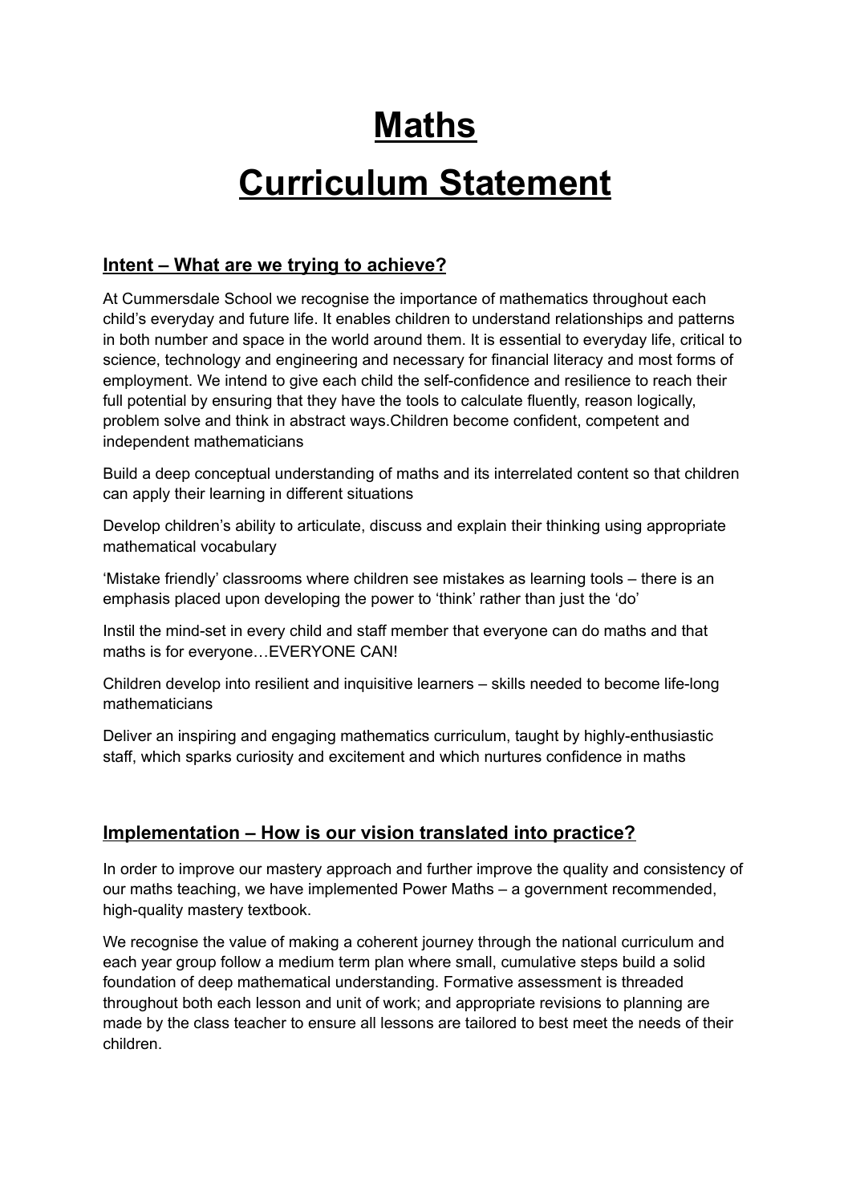# Maths

# Curriculum Statement

## Intent – What are we trying to achieve?

At Cummersdale School we recognise the importance of mathematics throughout each child's everyday and future life. It enables children to understand relationships and patterns in both number and space in the world around them. It is essential to everyday life, critical to science, technology and engineering and necessary for financial literacy and most forms of employment. We intend to give each child the self-confidence and resilience to reach their full potential by ensuring that they have the tools to calculate fluently, reason logically, problem solve and think in abstract ways.Children become confident, competent and independent mathematicians

Build a deep conceptual understanding of maths and its interrelated content so that children can apply their learning in different situations

Develop children's ability to articulate, discuss and explain their thinking using appropriate mathematical vocabulary

'Mistake friendly' classrooms where children see mistakes as learning tools – there is an emphasis placed upon developing the power to 'think' rather than just the 'do'

Instil the mind-set in every child and staff member that everyone can do maths and that maths is for everyone…EVERYONE CAN!

Children develop into resilient and inquisitive learners – skills needed to become life-long mathematicians

Deliver an inspiring and engaging mathematics curriculum, taught by highly-enthusiastic staff, which sparks curiosity and excitement and which nurtures confidence in maths

## Implementation – How is our vision translated into practice?

In order to improve our mastery approach and further improve the quality and consistency of our maths teaching, we have implemented Power Maths – a government recommended, high-quality mastery textbook.

We recognise the value of making a coherent journey through the national curriculum and each year group follow a medium term plan where small, cumulative steps build a solid foundation of deep mathematical understanding. Formative assessment is threaded throughout both each lesson and unit of work; and appropriate revisions to planning are made by the class teacher to ensure all lessons are tailored to best meet the needs of their children.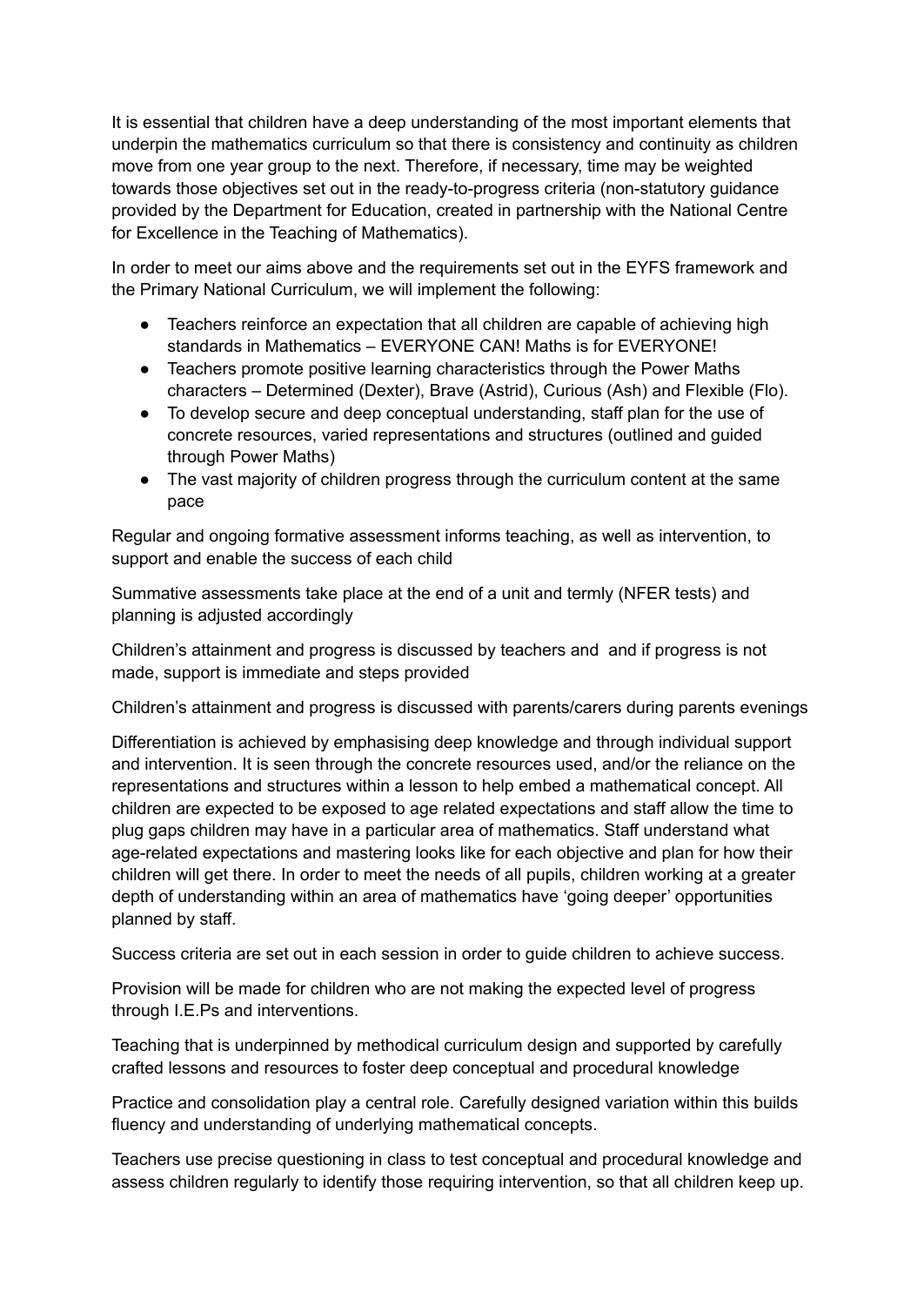It is essential that children have a deep understanding of the most important elements that underpin the mathematics curriculum so that there is consistency and continuity as children move from one year group to the next. Therefore, if necessary, time may be weighted towards those objectives set out in the ready-to-progress criteria (non-statutory guidance provided by the Department for Education, created in partnership with the National Centre for Excellence in the Teaching of Mathematics).

In order to meet our aims above and the requirements set out in the EYFS framework and the Primary National Curriculum, we will implement the following:

- Teachers reinforce an expectation that all children are capable of achieving high standards in Mathematics – EVERYONE CAN! Maths is for EVERYONE!
- Teachers promote positive learning characteristics through the Power Maths characters – Determined (Dexter), Brave (Astrid), Curious (Ash) and Flexible (Flo).
- To develop secure and deep conceptual understanding, staff plan for the use of concrete resources, varied representations and structures (outlined and guided through Power Maths)
- The vast majority of children progress through the curriculum content at the same pace

Regular and ongoing formative assessment informs teaching, as well as intervention, to support and enable the success of each child

Summative assessments take place at the end of a unit and termly (NFER tests) and planning is adjusted accordingly

Children's attainment and progress is discussed by teachers and  and if progress is not made, support is immediate and steps provided

Children's attainment and progress is discussed with parents/carers during parents evenings

Differentiation is achieved by emphasising deep knowledge and through individual support and intervention. It is seen through the concrete resources used, and/or the reliance on the representations and structures within a lesson to help embed a mathematical concept. All children are expected to be exposed to age related expectations and staff allow the time to plug gaps children may have in a particular area of mathematics. Staff understand what age-related expectations and mastering looks like for each objective and plan for how their children will get there. In order to meet the needs of all pupils, children working at a greater depth of understanding within an area of mathematics have 'going deeper' opportunities planned by staff.

Success criteria are set out in each session in order to guide children to achieve success.

Provision will be made for children who are not making the expected level of progress through I.E.Ps and interventions.

Teaching that is underpinned by methodical curriculum design and supported by carefully crafted lessons and resources to foster deep conceptual and procedural knowledge

Practice and consolidation play a central role. Carefully designed variation within this builds fluency and understanding of underlying mathematical concepts.

Teachers use precise questioning in class to test conceptual and procedural knowledge and assess children regularly to identify those requiring intervention, so that all children keep up.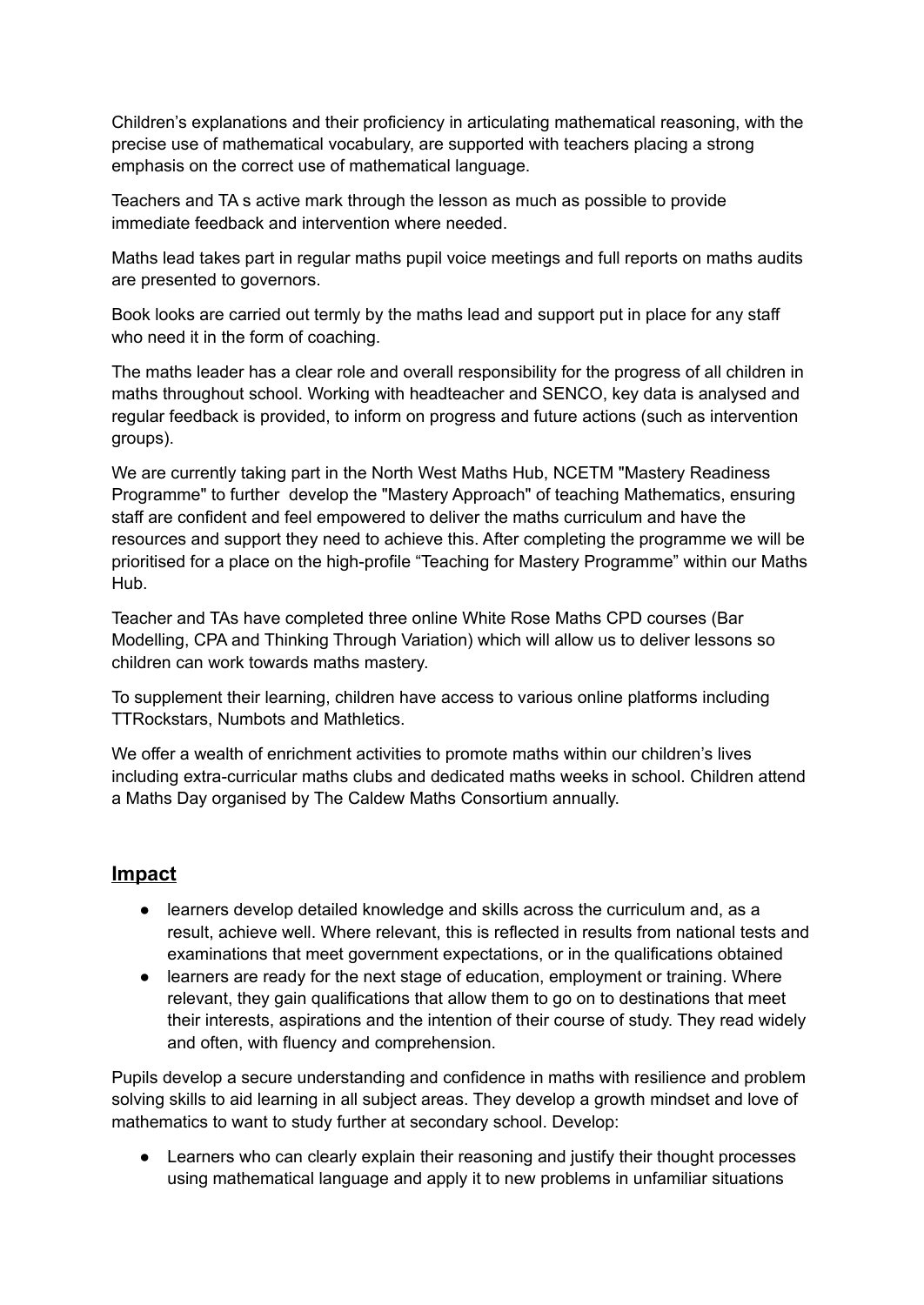Children's explanations and their proficiency in articulating mathematical reasoning, with the precise use of mathematical vocabulary, are supported with teachers placing a strong emphasis on the correct use of mathematical language.

Teachers and TA s active mark through the lesson as much as possible to provide immediate feedback and intervention where needed.

Maths lead takes part in regular maths pupil voice meetings and full reports on maths audits are presented to governors.

Book looks are carried out termly by the maths lead and support put in place for any staff who need it in the form of coaching.

The maths leader has a clear role and overall responsibility for the progress of all children in maths throughout school. Working with headteacher and SENCO, key data is analysed and regular feedback is provided, to inform on progress and future actions (such as intervention groups).

We are currently taking part in the North West Maths Hub, NCETM "Mastery Readiness Programme" to further develop the "Mastery Approach" of teaching Mathematics, ensuring staff are confident and feel empowered to deliver the maths curriculum and have the resources and support they need to achieve this. After completing the programme we will be prioritised for a place on the high-profile "Teaching for Mastery Programme" within our Maths Hub.

Teacher and TAs have completed three online White Rose Maths CPD courses (Bar Modelling, CPA and Thinking Through Variation) which will allow us to deliver lessons so children can work towards maths mastery.

To supplement their learning, children have access to various online platforms including TTRockstars, Numbots and Mathletics.

We offer a wealth of enrichment activities to promote maths within our children's lives including extra-curricular maths clubs and dedicated maths weeks in school. Children attend a Maths Day organised by The Caldew Maths Consortium annually.

## Impact

- learners develop detailed knowledge and skills across the curriculum and, as a result, achieve well. Where relevant, this is reflected in results from national tests and examinations that meet government expectations, or in the qualifications obtained
- learners are ready for the next stage of education, employment or training. Where relevant, they gain qualifications that allow them to go on to destinations that meet their interests, aspirations and the intention of their course of study. They read widely and often, with fluency and comprehension.

Pupils develop a secure understanding and confidence in maths with resilience and problem solving skills to aid learning in all subject areas. They develop a growth mindset and love of mathematics to want to study further at secondary school. Develop:

- Learners who can clearly explain their reasoning and justify their thought processes using mathematical language and apply it to new problems in unfamiliar situations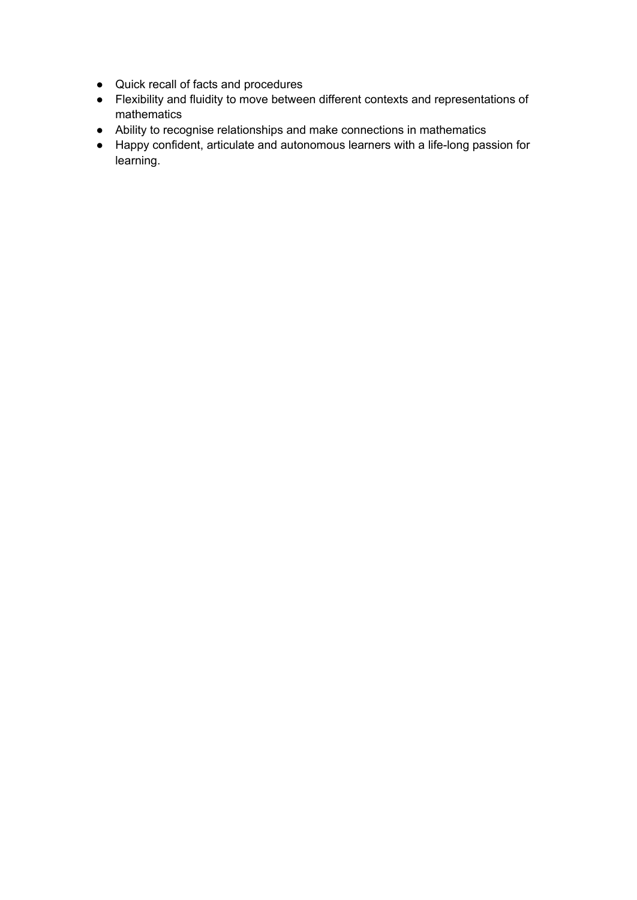- Quick recall of facts and procedures
- Flexibility and fluidity to move between different contexts and representations of mathematics
- Ability to recognise relationships and make connections in mathematics
- Happy confident, articulate and autonomous learners with a life-long passion for learning.